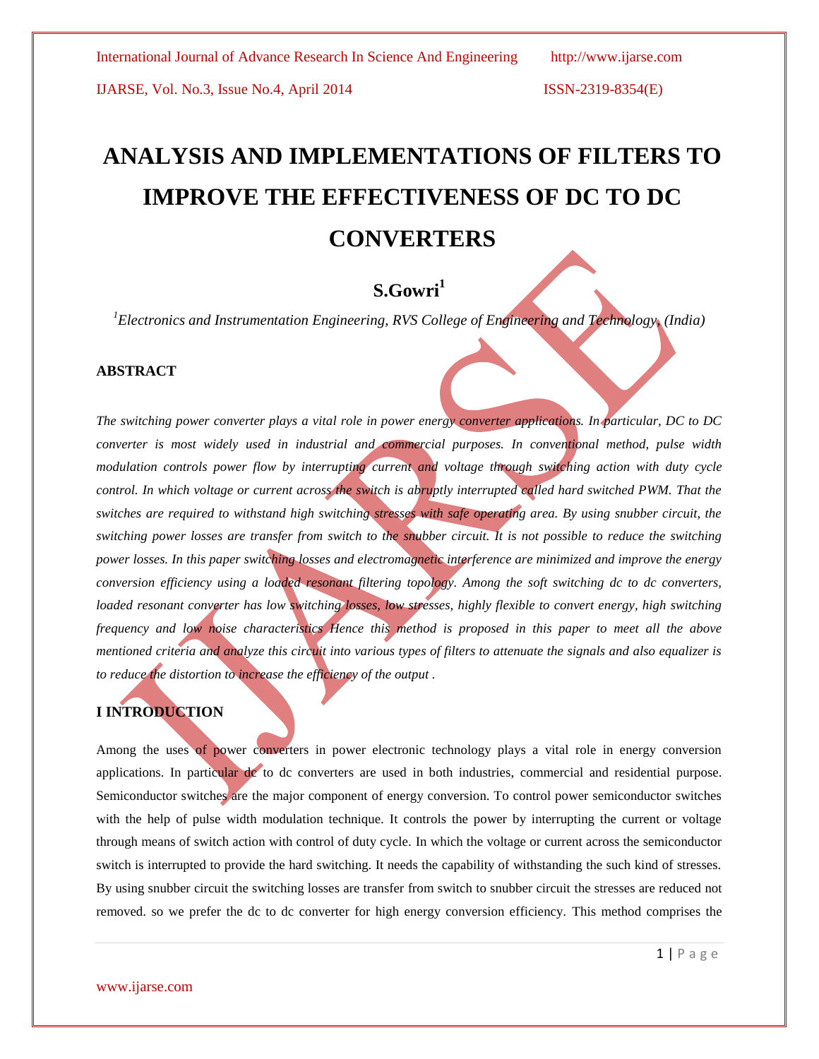# ANALYSIS AND IMPLEMENTATIONS OF FILTERS TO IMPROVE THE EFFECTIVENESS OF DC TO DC CONVERTERS

**S.Gowri[1]**

[1]*Electronics and Instrumentation Engineering, RVS College of Engineering and Technology, (India)*

## ABSTRACT

*The switching power converter plays a vital role in power energy converter applications. In particular, DC to DC converter is most widely used in industrial and commercial purposes. In conventional method, pulse width modulation controls power flow by interrupting current and voltage through switching action with duty cycle control. In which voltage or current across the switch is abruptly interrupted called hard switched PWM. That the switches are required to withstand high switching stresses with safe operating area. By using snubber circuit, the switching power losses are transfer from switch to the snubber circuit. It is not possible to reduce the switching power losses. In this paper switching losses and electromagnetic interference are minimized and improve the energy conversion efficiency using a loaded resonant filtering topology. Among the soft switching dc to dc converters, loaded resonant converter has low switching losses, low stresses, highly flexible to convert energy, high switching frequency and low noise characteristics Hence this method is proposed in this paper to meet all the above mentioned criteria and analyze this circuit into various types of filters to attenuate the signals and also equalizer is to reduce the distortion to increase the efficiency of the output .*

## I INTRODUCTION

Among the uses of power converters in power electronic technology plays a vital role in energy conversion applications. In particular dc to dc converters are used in both industries, commercial and residential purpose. Semiconductor switches are the major component of energy conversion. To control power semiconductor switches with the help of pulse width modulation technique. It controls the power by interrupting the current or voltage through means of switch action with control of duty cycle. In which the voltage or current across the semiconductor switch is interrupted to provide the hard switching. It needs the capability of withstanding the such kind of stresses. By using snubber circuit the switching losses are transfer from switch to snubber circuit the stresses are reduced not removed. so we prefer the dc to dc converter for high energy conversion efficiency. This method comprises the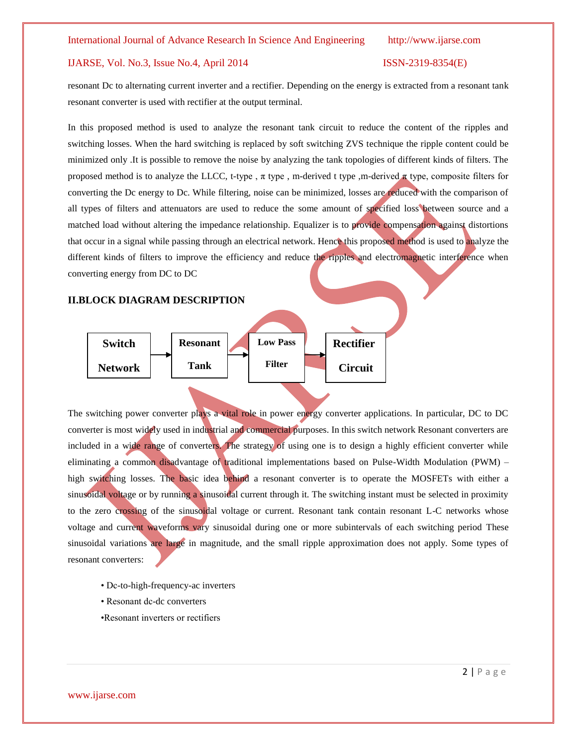resonant Dc to alternating current inverter and a rectifier. Depending on the energy is extracted from a resonant tank resonant converter is used with rectifier at the output terminal.

In this proposed method is used to analyze the resonant tank circuit to reduce the content of the ripples and switching losses. When the hard switching is replaced by soft switching ZVS technique the ripple content could be minimized only .It is possible to remove the noise by analyzing the tank topologies of different kinds of filters. The proposed method is to analyze the LLCC, t-type , π type , m-derived t type ,m-derived π type, composite filters for converting the Dc energy to Dc. While filtering, noise can be minimized, losses are reduced with the comparison of all types of filters and attenuators are used to reduce the some amount of specified loss between source and a matched load without altering the impedance relationship. Equalizer is to provide compensation against distortions that occur in a signal while passing through an electrical network. Hence this proposed method is used to analyze the different kinds of filters to improve the efficiency and reduce the ripples and electromagnetic interference when converting energy from DC to DC

## II.BLOCK DIAGRAM DESCRIPTION

Switch Network → Resonant Tank → Low Pass Filter → Rectifier Circuit

The switching power converter plays a vital role in power energy converter applications. In particular, DC to DC converter is most widely used in industrial and commercial purposes. In this switch network Resonant converters are included in a wide range of converters. The strategy of using one is to design a highly efficient converter while eliminating a common disadvantage of traditional implementations based on Pulse-Width Modulation (PWM) – high switching losses. The basic idea behind a resonant converter is to operate the MOSFETs with either a sinusoidal voltage or by running a sinusoidal current through it. The switching instant must be selected in proximity to the zero crossing of the sinusoidal voltage or current. Resonant tank contain resonant L-C networks whose voltage and current waveforms vary sinusoidal during one or more subintervals of each switching period These sinusoidal variations are large in magnitude, and the small ripple approximation does not apply. Some types of resonant converters:

- Dc-to-high-frequency-ac inverters
- Resonant dc-dc converters
- Resonant inverters or rectifiers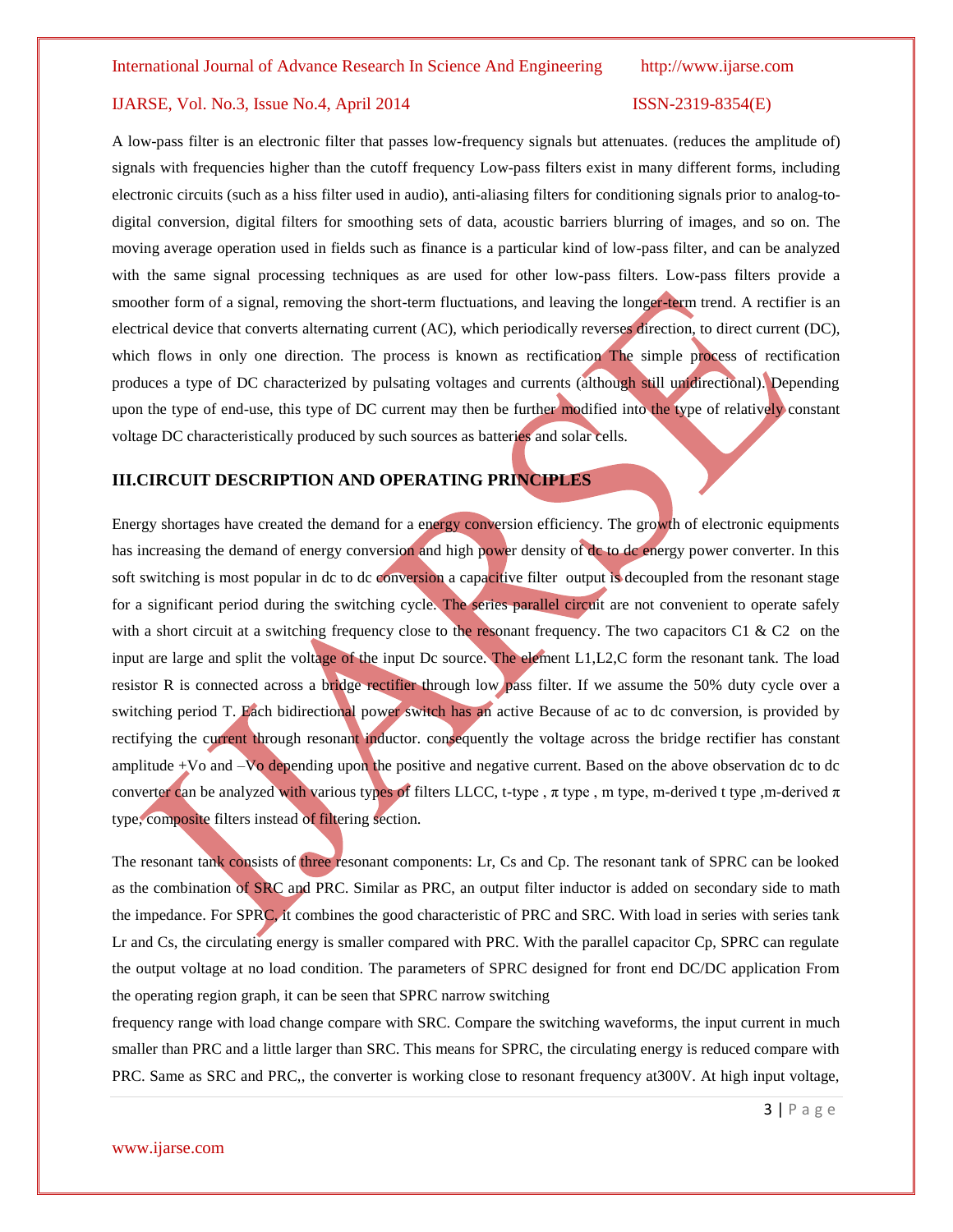A low-pass filter is an electronic filter that passes low-frequency signals but attenuates. (reduces the amplitude of) signals with frequencies higher than the cutoff frequency Low-pass filters exist in many different forms, including electronic circuits (such as a hiss filter used in audio), anti-aliasing filters for conditioning signals prior to analog-to-digital conversion, digital filters for smoothing sets of data, acoustic barriers blurring of images, and so on. The moving average operation used in fields such as finance is a particular kind of low-pass filter, and can be analyzed with the same signal processing techniques as are used for other low-pass filters. Low-pass filters provide a smoother form of a signal, removing the short-term fluctuations, and leaving the longer-term trend. A rectifier is an electrical device that converts alternating current (AC), which periodically reverses direction, to direct current (DC), which flows in only one direction. The process is known as rectification The simple process of rectification produces a type of DC characterized by pulsating voltages and currents (although still unidirectional). Depending upon the type of end-use, this type of DC current may then be further modified into the type of relatively constant voltage DC characteristically produced by such sources as batteries and solar cells.

## III.CIRCUIT DESCRIPTION AND OPERATING PRINCIPLES

Energy shortages have created the demand for a energy conversion efficiency. The growth of electronic equipments has increasing the demand of energy conversion and high power density of dc to dc energy power converter. In this soft switching is most popular in dc to dc conversion a capacitive filter output is decoupled from the resonant stage for a significant period during the switching cycle. The series parallel circuit are not convenient to operate safely with a short circuit at a switching frequency close to the resonant frequency. The two capacitors C1 & C2 on the input are large and split the voltage of the input Dc source. The element L1,L2,C form the resonant tank. The load resistor R is connected across a bridge rectifier through low pass filter. If we assume the 50% duty cycle over a switching period T. Each bidirectional power switch has an active Because of ac to dc conversion, is provided by rectifying the current through resonant inductor. consequently the voltage across the bridge rectifier has constant amplitude +Vo and –Vo depending upon the positive and negative current. Based on the above observation dc to dc converter can be analyzed with various types of filters LLCC, t-type , π type , m type, m-derived t type ,m-derived π type, composite filters instead of filtering section.

The resonant tank consists of three resonant components: Lr, Cs and Cp. The resonant tank of SPRC can be looked as the combination of SRC and PRC. Similar as PRC, an output filter inductor is added on secondary side to math the impedance. For SPRC, it combines the good characteristic of PRC and SRC. With load in series with series tank Lr and Cs, the circulating energy is smaller compared with PRC. With the parallel capacitor Cp, SPRC can regulate the output voltage at no load condition. The parameters of SPRC designed for front end DC/DC application From the operating region graph, it can be seen that SPRC narrow switching frequency range with load change compare with SRC. Compare the switching waveforms, the input current in much smaller than PRC and a little larger than SRC. This means for SPRC, the circulating energy is reduced compare with PRC. Same as SRC and PRC,, the converter is working close to resonant frequency at300V. At high input voltage,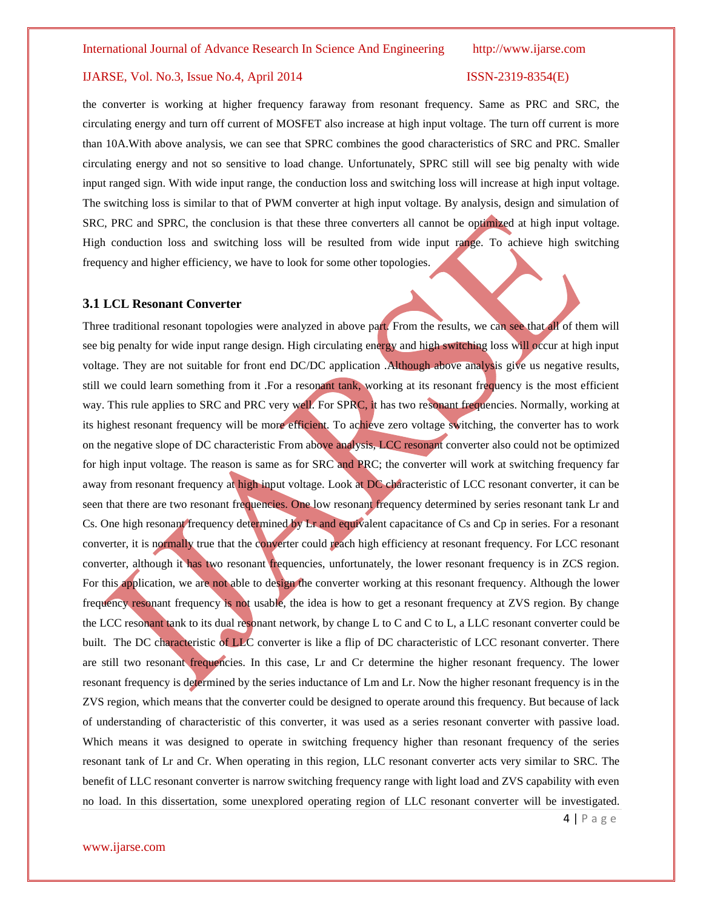the converter is working at higher frequency faraway from resonant frequency. Same as PRC and SRC, the circulating energy and turn off current of MOSFET also increase at high input voltage. The turn off current is more than 10A.With above analysis, we can see that SPRC combines the good characteristics of SRC and PRC. Smaller circulating energy and not so sensitive to load change. Unfortunately, SPRC still will see big penalty with wide input ranged sign. With wide input range, the conduction loss and switching loss will increase at high input voltage. The switching loss is similar to that of PWM converter at high input voltage. By analysis, design and simulation of SRC, PRC and SPRC, the conclusion is that these three converters all cannot be optimized at high input voltage. High conduction loss and switching loss will be resulted from wide input range. To achieve high switching frequency and higher efficiency, we have to look for some other topologies.

### 3.1 LCL Resonant Converter

Three traditional resonant topologies were analyzed in above part. From the results, we can see that all of them will see big penalty for wide input range design. High circulating energy and high switching loss will occur at high input voltage. They are not suitable for front end DC/DC application .Although above analysis give us negative results, still we could learn something from it .For a resonant tank, working at its resonant frequency is the most efficient way. This rule applies to SRC and PRC very well. For SPRC, it has two resonant frequencies. Normally, working at its highest resonant frequency will be more efficient. To achieve zero voltage switching, the converter has to work on the negative slope of DC characteristic From above analysis, LCC resonant converter also could not be optimized for high input voltage. The reason is same as for SRC and PRC; the converter will work at switching frequency far away from resonant frequency at high input voltage. Look at DC characteristic of LCC resonant converter, it can be seen that there are two resonant frequencies. One low resonant frequency determined by series resonant tank Lr and Cs. One high resonant frequency determined by Lr and equivalent capacitance of Cs and Cp in series. For a resonant converter, it is normally true that the converter could reach high efficiency at resonant frequency. For LCC resonant converter, although it has two resonant frequencies, unfortunately, the lower resonant frequency is in ZCS region. For this application, we are not able to design the converter working at this resonant frequency. Although the lower frequency resonant frequency is not usable, the idea is how to get a resonant frequency at ZVS region. By change the LCC resonant tank to its dual resonant network, by change L to C and C to L, a LLC resonant converter could be built. The DC characteristic of LLC converter is like a flip of DC characteristic of LCC resonant converter. There are still two resonant frequencies. In this case, Lr and Cr determine the higher resonant frequency. The lower resonant frequency is determined by the series inductance of Lm and Lr. Now the higher resonant frequency is in the ZVS region, which means that the converter could be designed to operate around this frequency. But because of lack of understanding of characteristic of this converter, it was used as a series resonant converter with passive load. Which means it was designed to operate in switching frequency higher than resonant frequency of the series resonant tank of Lr and Cr. When operating in this region, LLC resonant converter acts very similar to SRC. The benefit of LLC resonant converter is narrow switching frequency range with light load and ZVS capability with even no load. In this dissertation, some unexplored operating region of LLC resonant converter will be investigated.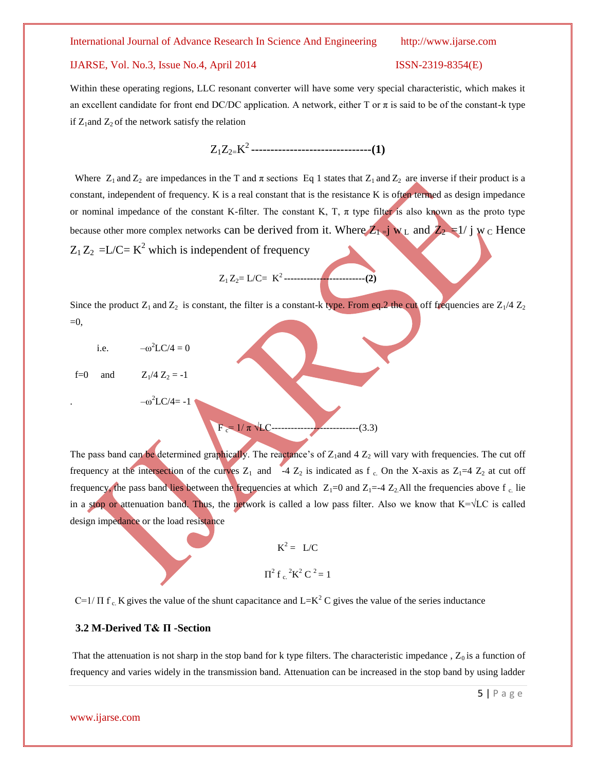Within these operating regions, LLC resonant converter will have some very special characteristic, which makes it an excellent candidate for front end DC/DC application. A network, either T or π is said to be of the constant-k type if $Z_1$and $Z_2$ of the network satisfy the relation

$$Z_1Z_2=K^2 \text{-------------------------------}\mathbf{(1)}$$

Where $Z_1$ and $Z_2$ are impedances in the T and π sections Eq 1 states that $Z_1$ and $Z_2$ are inverse if their product is a constant, independent of frequency. K is a real constant that is the resistance K is often termed as design impedance or nominal impedance of the constant K-filter. The constant K, T, π type filter is also known as the proto type because other more complex networks can be derived from it. Where $Z_1 = j\, w_L$ and $Z_2 = 1/\, j\, w_C$ Hence $Z_1 Z_2 = L/C = K^2$ which is independent of frequency

$$Z_1 Z_2 = L/C = K^2 \text{------------------------}\mathbf{(2)}$$

Since the product $Z_1$ and $Z_2$ is constant, the filter is a constant-k type. From eq.2 the cut off frequencies are $Z_1/4\, Z_2 = 0$,

i.e. $-\omega^2 LC/4 = 0$

f=0 and $Z_1/4\, Z_2 = -1$

$-\omega^2 LC/4 = -1$

$$F_c = 1/\, \pi\, \sqrt{LC} \text{---------------------------}(3.3)$$

The pass band can be determined graphically. The reactance's of $Z_1$and 4 $Z_2$ will vary with frequencies. The cut off frequency at the intersection of the curves $Z_1$ and -4 $Z_2$ is indicated as $f_c$. On the X-axis as $Z_1$=4 $Z_2$ at cut off frequency, the pass band lies between the frequencies at which $Z_1$=0 and $Z_1$=-4 $Z_2$.All the frequencies above $f_c$ lie in a stop or attenuation band. Thus, the network is called a low pass filter. Also we know that K=√LC is called design impedance or the load resistance

$$K^2 = L/C$$

$$\Pi^2 f_c^{\ 2} K^2 C^2 = 1$$

$C = 1/\, \Pi\, f_c\, K$ gives the value of the shunt capacitance and $L = K^2 C$ gives the value of the series inductance

### 3.2 M-Derived T& Π -Section

That the attenuation is not sharp in the stop band for k type filters. The characteristic impedance , $Z_0$ is a function of frequency and varies widely in the transmission band. Attenuation can be increased in the stop band by using ladder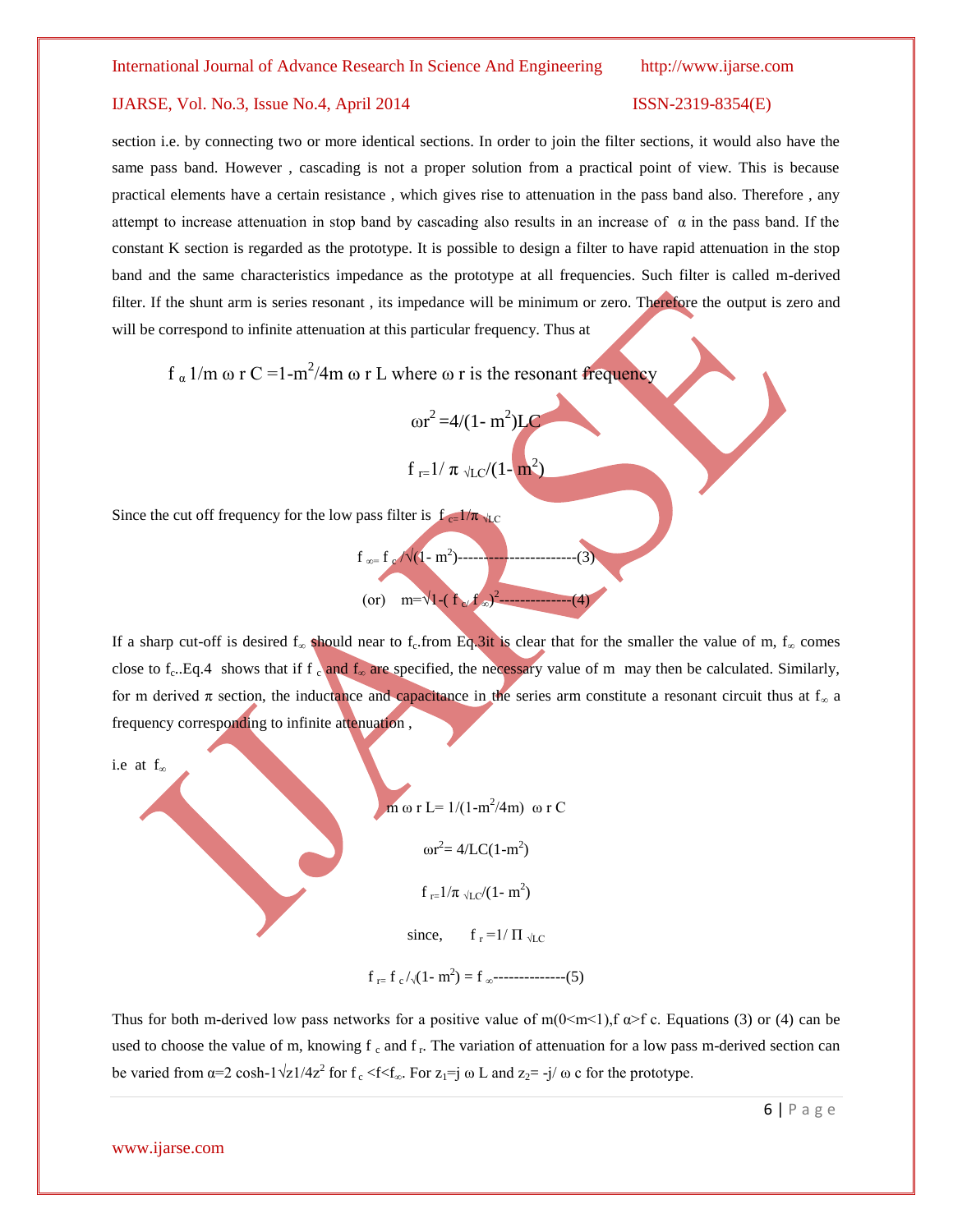section i.e. by connecting two or more identical sections. In order to join the filter sections, it would also have the same pass band. However , cascading is not a proper solution from a practical point of view. This is because practical elements have a certain resistance , which gives rise to attenuation in the pass band also. Therefore , any attempt to increase attenuation in stop band by cascading also results in an increase of $\alpha$ in the pass band. If the constant K section is regarded as the prototype. It is possible to design a filter to have rapid attenuation in the stop band and the same characteristics impedance as the prototype at all frequencies. Such filter is called m-derived filter. If the shunt arm is series resonant , its impedance will be minimum or zero. Therefore the output is zero and will be correspond to infinite attenuation at this particular frequency. Thus at

$$f_{\alpha}\ 1/m\ \omega r\ C = 1-m^2/4m\ \omega r\ L \text{ where } \omega r \text{ is the resonant frequency}$$

$$\omega r^2 = 4/(1-m^2)LC$$

$$f_{r} = 1/\pi\ \sqrt{LC}/(1-m^2)$$

Since the cut off frequency for the low pass filter is $f_{c} = 1/\pi\ \sqrt{LC}$

$$f_{\infty} = f_c/\sqrt{(1-m^2)} \text{------------------------(3)}$$

$$\text{(or)}\quad m = \sqrt{1-(f_c/f_{\infty})^2} \text{--------------(4)}$$

If a sharp cut-off is desired $f_{\infty}$ should near to $f_c$.from Eq.3it is clear that for the smaller the value of m, $f_{\infty}$ comes close to $f_c$..Eq.4 shows that if $f_c$ and $f_{\infty}$ are specified, the necessary value of m may then be calculated. Similarly, for m derived $\pi$ section, the inductance and capacitance in the series arm constitute a resonant circuit thus at $f_{\infty}$ a frequency corresponding to infinite attenuation ,

i.e at $f_{\infty}$

$$m\ \omega r\ L = 1/(1-m^2/4m)\ \ \omega r\ C$$

$$\omega r^2 = 4/LC(1-m^2)$$

$$f_{r} = 1/\pi\ \sqrt{LC}/(1-m^2)$$

$$\text{since,}\qquad f_r = 1/\Pi\ \sqrt{LC}$$

$$f_{r} = f_c/\sqrt{(1-m^2)} = f_{\infty} \text{--------------(5)}$$

Thus for both m-derived low pass networks for a positive value of m($0<m<1$),$f\ \alpha > f\ c$. Equations (3) or (4) can be used to choose the value of m, knowing $f_c$ and $f_r$. The variation of attenuation for a low pass m-derived section can be varied from $\alpha = 2\cosh^{-1}\sqrt{z1/4z^2}$ for $f_c < f < f_{\infty}$. For $z_1 = j\ \omega\ L$ and $z_2 = -j/\ \omega\ c$ for the prototype.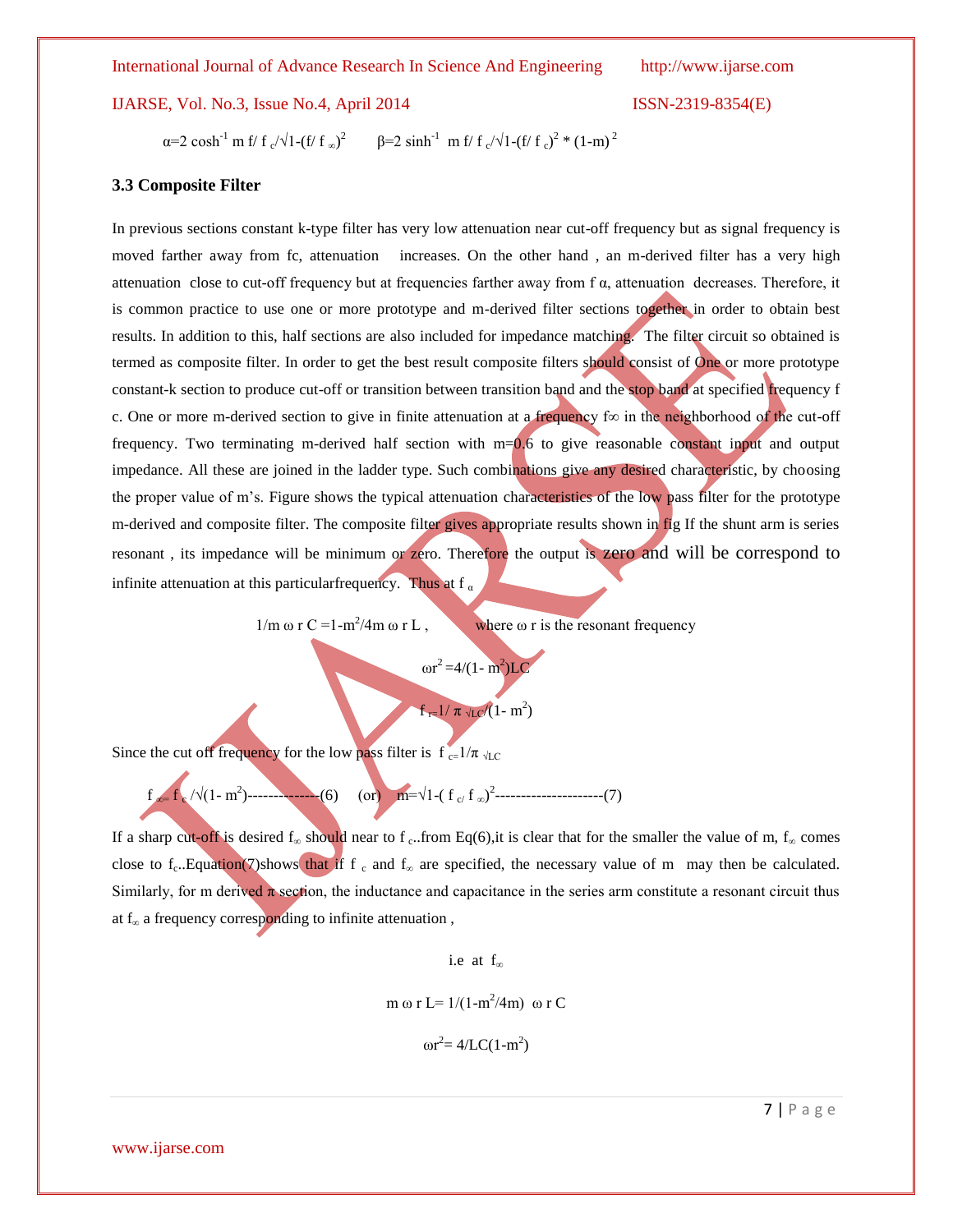$\alpha=2\cosh^{-1} m f/ f_c/\sqrt{1-(f/ f_\infty)^2}$ $\beta=2\sinh^{-1} m f/ f_c/\sqrt{1-(f/ f_c)^2 * (1-m)^2}$

### 3.3 Composite Filter

In previous sections constant k-type filter has very low attenuation near cut-off frequency but as signal frequency is moved farther away from fc, attenuation increases. On the other hand , an m-derived filter has a very high attenuation close to cut-off frequency but at frequencies farther away from f α, attenuation decreases. Therefore, it is common practice to use one or more prototype and m-derived filter sections together in order to obtain best results. In addition to this, half sections are also included for impedance matching. The filter circuit so obtained is termed as composite filter. In order to get the best result composite filters should consist of One or more prototype constant-k section to produce cut-off or transition between transition band and the stop band at specified frequency f c. One or more m-derived section to give in finite attenuation at a frequency f∞ in the neighborhood of the cut-off frequency. Two terminating m-derived half section with m=0.6 to give reasonable constant input and output impedance. All these are joined in the ladder type. Such combinations give any desired characteristic, by choosing the proper value of m's. Figure shows the typical attenuation characteristics of the low pass filter for the prototype m-derived and composite filter. The composite filter gives appropriate results shown in fig If the shunt arm is series resonant , its impedance will be minimum or zero. Therefore the output is zero and will be correspond to infinite attenuation at this particularfrequency. Thus at $f_\alpha$

$$1/m\,\omega_r C = 1-m^2/4m\,\omega_r L\,, \qquad \text{where } \omega_r \text{ is the resonant frequency}$$

$$\omega_r^2 = 4/(1-m^2)LC$$

$$f_r = 1/\pi\sqrt{LC}/(1-m^2)$$

Since the cut off frequency for the low pass filter is $f_c = 1/\pi\sqrt{LC}$

$$f_\infty = f_c/\sqrt{(1-m^2)} \text{--------------(6)} \quad \text{(or)} \quad m=\sqrt{1-(f_c/f_\infty)^2} \text{---------------------(7)}$$

If a sharp cut-off is desired $f_\infty$ should near to $f_c$..from Eq(6),it is clear that for the smaller the value of m, $f_\infty$ comes close to $f_c$..Equation(7)shows that if $f_c$ and $f_\infty$ are specified, the necessary value of m may then be calculated. Similarly, for m derived π section, the inductance and capacitance in the series arm constitute a resonant circuit thus at $f_\infty$ a frequency corresponding to infinite attenuation ,

i.e at $f_\infty$

$$m\,\omega_r L = 1/(1-m^2/4m)\ \omega_r C$$

$$\omega_r^2 = 4/LC(1-m^2)$$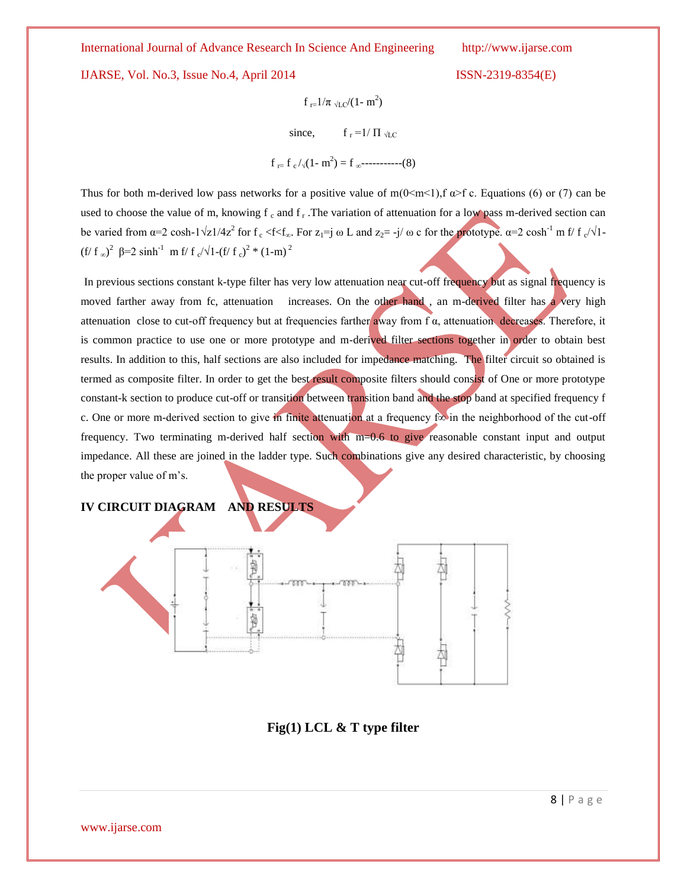$$f_r = 1/\pi \sqrt{LC}/(1 - m^2)$$

since, $f_r = 1/\Pi \sqrt{LC}$

$$f_r = f_c/\sqrt{(1 - m^2)} = f_\infty \text{-----------(8)}$$

Thus for both m-derived low pass networks for a positive value of m($0<m<1$),$f\,\alpha>f\,c$. Equations (6) or (7) can be used to choose the value of m, knowing $f_c$ and $f_r$ .The variation of attenuation for a low pass m-derived section can be varied from $\alpha=2\cosh{-1}\sqrt{z1/4z^2}$ for $f_c < f < f_\infty$. For $z_1 = j\,\omega\,L$ and $z_2 = -j/\,\omega\,c$ for the prototype. $\alpha=2\cosh^{-1} m\, f/\, f_c/\sqrt{1-(f/\,f_\infty)^2}$ $\beta=2\sinh^{-1}\ m\, f/\, f_c/\sqrt{1-(f/\,f_c)^2} * (1-m)^2$

In previous sections constant k-type filter has very low attenuation near cut-off frequency but as signal frequency is moved farther away from fc, attenuation increases. On the other hand , an m-derived filter has a very high attenuation close to cut-off frequency but at frequencies farther away from f α, attenuation decreases. Therefore, it is common practice to use one or more prototype and m-derived filter sections together in order to obtain best results. In addition to this, half sections are also included for impedance matching. The filter circuit so obtained is termed as composite filter. In order to get the best result composite filters should consist of One or more prototype constant-k section to produce cut-off or transition between transition band and the stop band at specified frequency f c. One or more m-derived section to give in finite attenuation at a frequency f∞ in the neighborhood of the cut-off frequency. Two terminating m-derived half section with m=0.6 to give reasonable constant input and output impedance. All these are joined in the ladder type. Such combinations give any desired characteristic, by choosing the proper value of m's.

## IV CIRCUIT DIAGRAM AND RESULTS

**Fig(1) LCL & T type filter**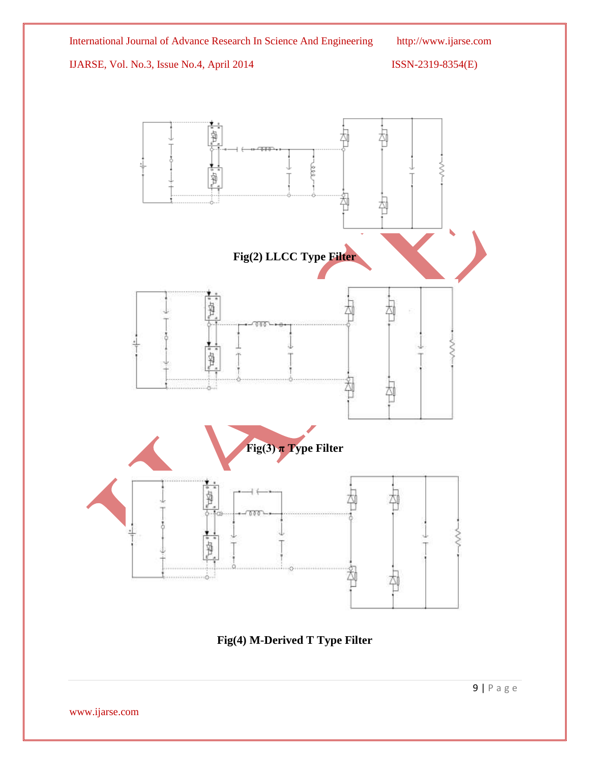Fig(2) LLCC Type Filter

Fig(3) π Type Filter

Fig(4) M-Derived T Type Filter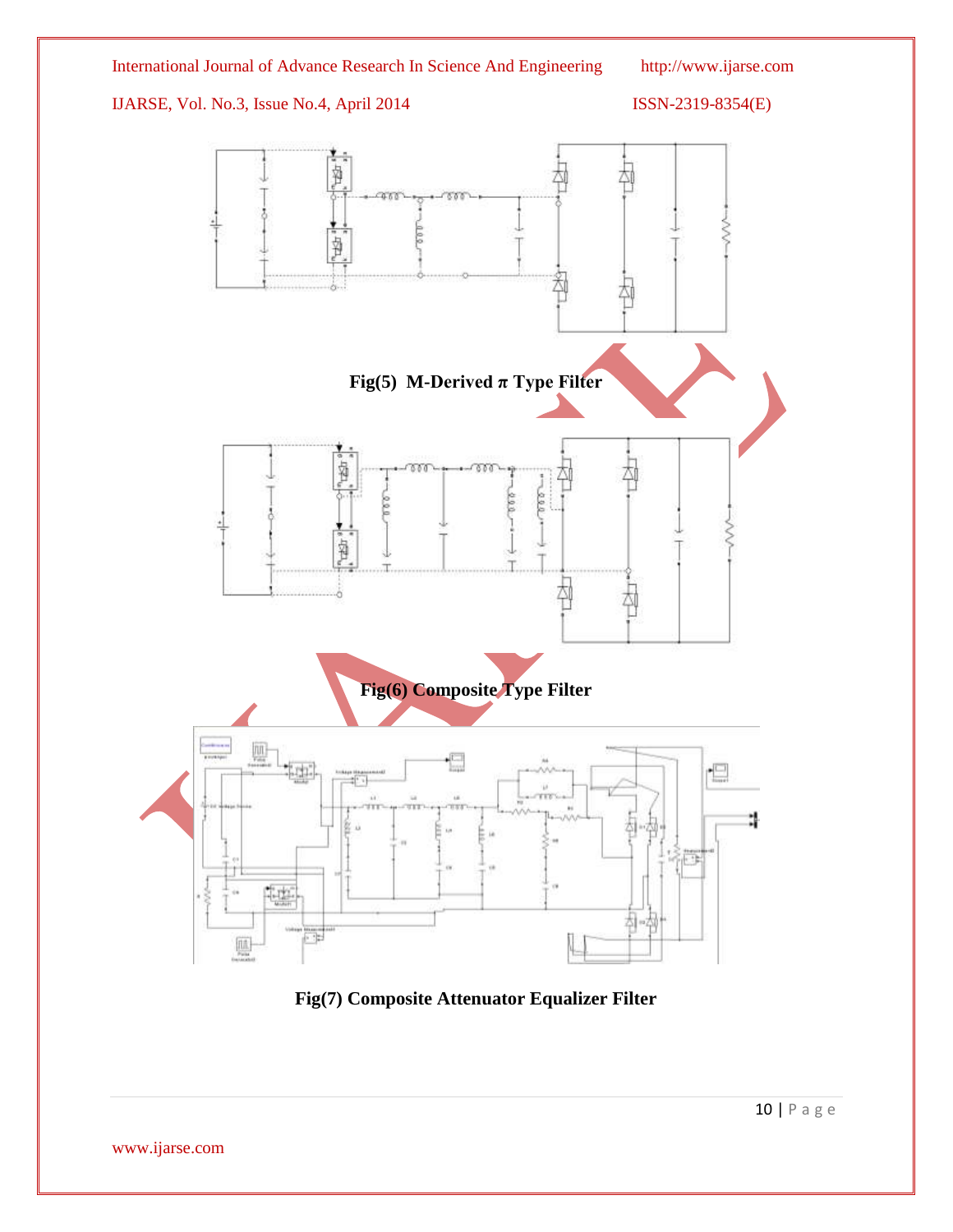**Fig(5) M-Derived π Type Filter**

**Fig(6) Composite Type Filter**

**Fig(7) Composite Attenuator Equalizer Filter**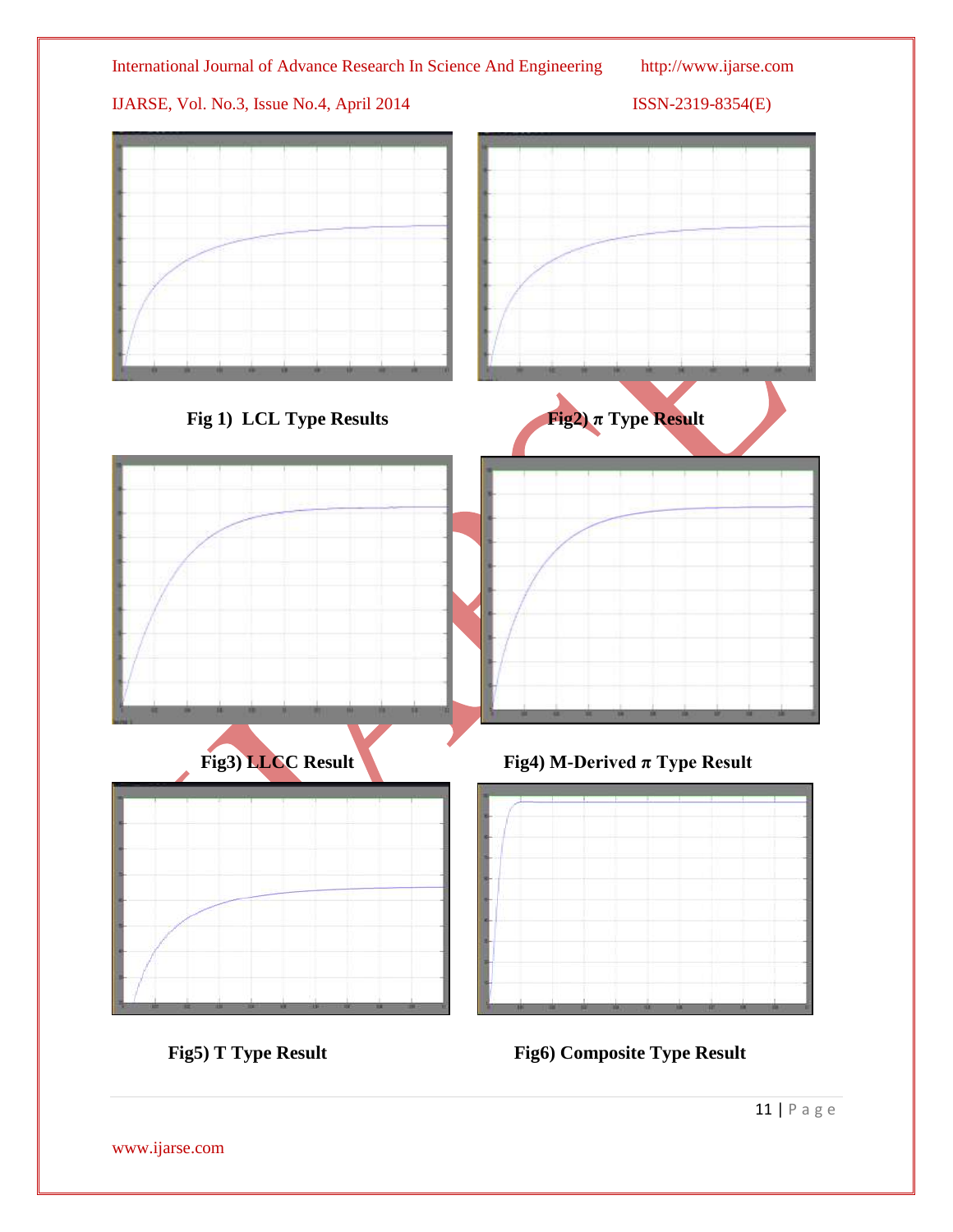Fig 1) LCL Type Results

Fig2) π Type Result

Fig3) LLCC Result

Fig4) M-Derived π Type Result

Fig5) T Type Result

Fig6) Composite Type Result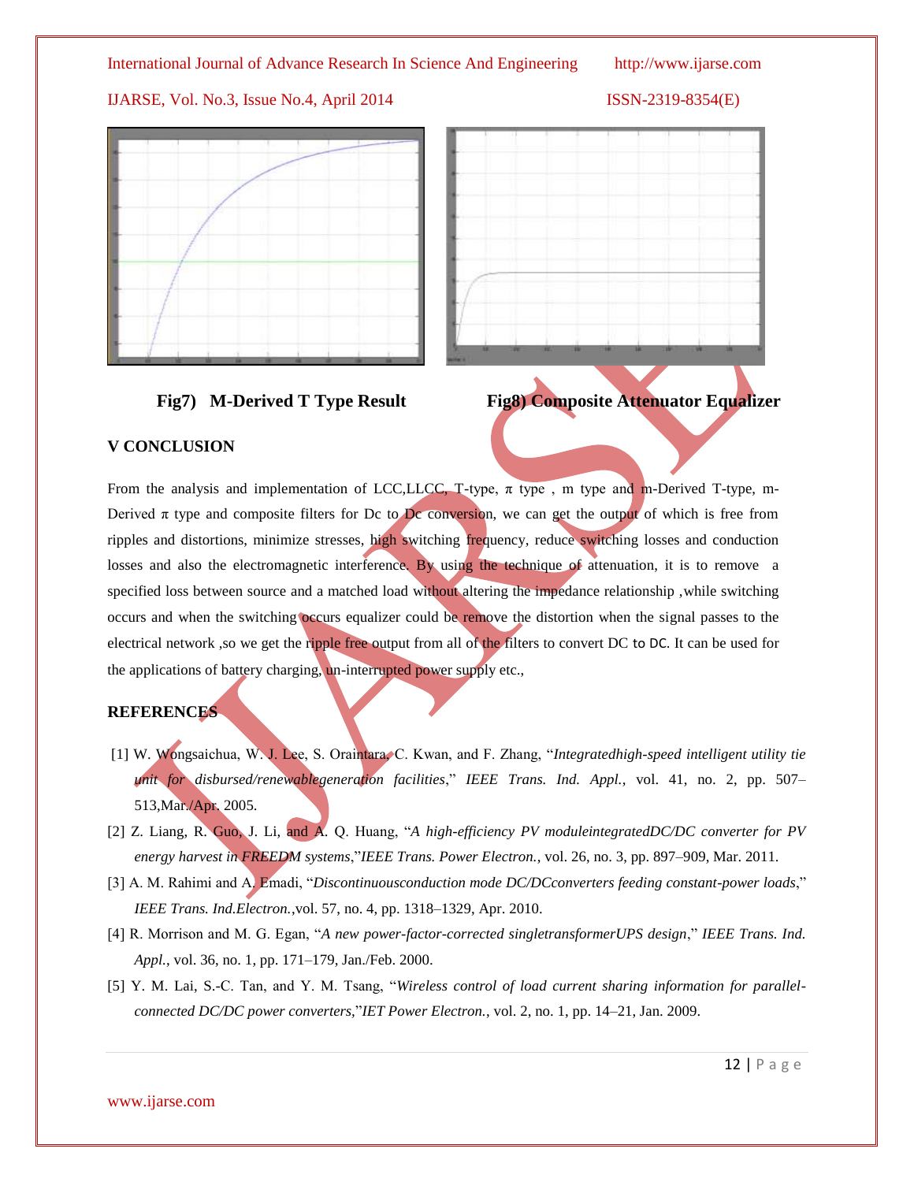Fig7) M-Derived T Type Result

Fig8) Composite Attenuator Equalizer

## V CONCLUSION

From the analysis and implementation of LCC,LLCC, T-type, π type , m type and m-Derived T-type, m-Derived π type and composite filters for Dc to Dc conversion, we can get the output of which is free from ripples and distortions, minimize stresses, high switching frequency, reduce switching losses and conduction losses and also the electromagnetic interference. By using the technique of attenuation, it is to remove a specified loss between source and a matched load without altering the impedance relationship ,while switching occurs and when the switching occurs equalizer could be remove the distortion when the signal passes to the electrical network ,so we get the ripple free output from all of the filters to convert DC to DC. It can be used for the applications of battery charging, un-interrupted power supply etc.,

## REFERENCES

[1] W. Wongsaichua, W. J. Lee, S. Oraintara, C. Kwan, and F. Zhang, "*Integratedhigh-speed intelligent utility tie unit for disbursed/renewablegeneration facilities*," *IEEE Trans. Ind. Appl.*, vol. 41, no. 2, pp. 507–513,Mar./Apr. 2005.

[2] Z. Liang, R. Guo, J. Li, and A. Q. Huang, "*A high-efficiency PV moduleintegratedDC/DC converter for PV energy harvest in FREEDM systems*,"*IEEE Trans. Power Electron.*, vol. 26, no. 3, pp. 897–909, Mar. 2011.

[3] A. M. Rahimi and A. Emadi, "*Discontinuousconduction mode DC/DCconverters feeding constant-power loads*," *IEEE Trans. Ind.Electron.*,vol. 57, no. 4, pp. 1318–1329, Apr. 2010.

[4] R. Morrison and M. G. Egan, "*A new power-factor-corrected singletransformerUPS design*," *IEEE Trans. Ind. Appl.*, vol. 36, no. 1, pp. 171–179, Jan./Feb. 2000.

[5] Y. M. Lai, S.-C. Tan, and Y. M. Tsang, "*Wireless control of load current sharing information for parallel-connected DC/DC power converters,*"*IET Power Electron.*, vol. 2, no. 1, pp. 14–21, Jan. 2009.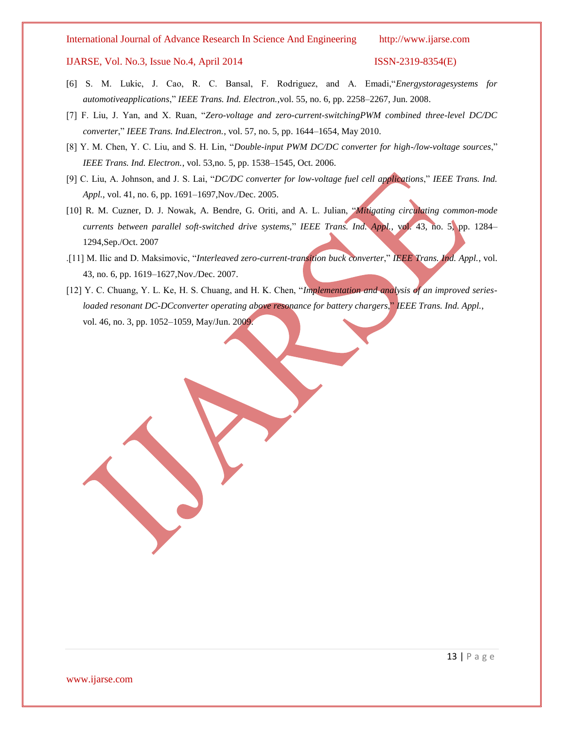[6] S. M. Lukic, J. Cao, R. C. Bansal, F. Rodriguez, and A. Emadi,"*Energystoragesystems for automotiveapplications*," *IEEE Trans. Ind. Electron.*,vol. 55, no. 6, pp. 2258–2267, Jun. 2008.

[7] F. Liu, J. Yan, and X. Ruan, "*Zero-voltage and zero-current-switchingPWM combined three-level DC/DC converter*," *IEEE Trans. Ind.Electron.*, vol. 57, no. 5, pp. 1644–1654, May 2010.

[8] Y. M. Chen, Y. C. Liu, and S. H. Lin, "*Double-input PWM DC/DC converter for high-/low-voltage sources*," *IEEE Trans. Ind. Electron.*, vol. 53,no. 5, pp. 1538–1545, Oct. 2006.

[9] C. Liu, A. Johnson, and J. S. Lai, "*DC/DC converter for low-voltage fuel cell applications*," *IEEE Trans. Ind. Appl.*, vol. 41, no. 6, pp. 1691–1697,Nov./Dec. 2005.

[10] R. M. Cuzner, D. J. Nowak, A. Bendre, G. Oriti, and A. L. Julian, "*Mitigating circulating common-mode currents between parallel soft-switched drive systems,*" *IEEE Trans. Ind. Appl.*, vol. 43, no. 5, pp. 1284–1294,Sep./Oct. 2007

.[11] M. Ilic and D. Maksimovic, "*Interleaved zero-current-transition buck converter*," *IEEE Trans. Ind. Appl.*, vol. 43, no. 6, pp. 1619–1627,Nov./Dec. 2007.

[12] Y. C. Chuang, Y. L. Ke, H. S. Chuang, and H. K. Chen, "*Implementation and analysis of an improved series-loaded resonant DC-DCconverter operating above resonance for battery chargers*," *IEEE Trans. Ind. Appl.*, vol. 46, no. 3, pp. 1052–1059, May/Jun. 2009.